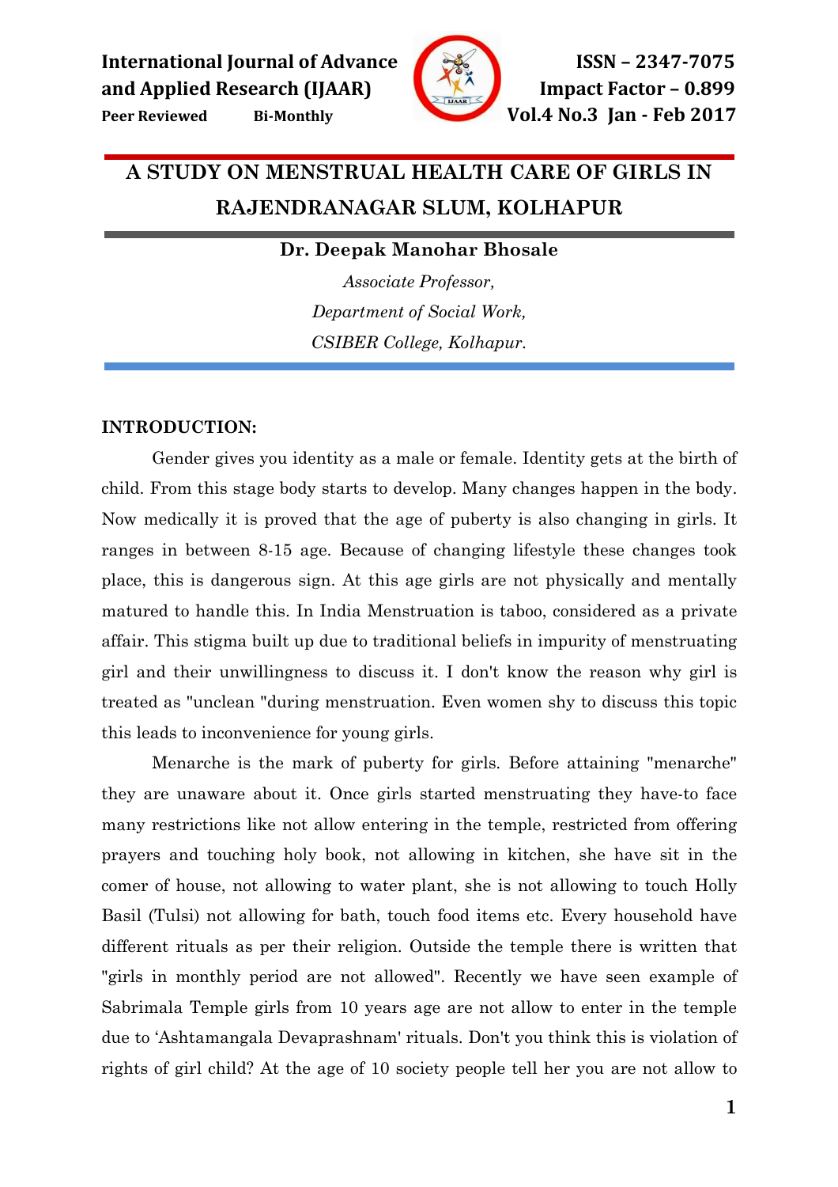# A STUDY ON MENSTRUAL HEALTH CARE OF GIRLS IN RAJENDRANAGAR SLUM, KOLHAPUR

**Dr. Deepak Manohar Bhosale**

*Associate Professor,*

*Department of Social Work,*

*CSIBER College, Kolhapur.*

## INTRODUCTION:

Gender gives you identity as a male or female. Identity gets at the birth of child. From this stage body starts to develop. Many changes happen in the body. Now medically it is proved that the age of puberty is also changing in girls. It ranges in between 8-15 age. Because of changing lifestyle these changes took place, this is dangerous sign. At this age girls are not physically and mentally matured to handle this. In India Menstruation is taboo, considered as a private affair. This stigma built up due to traditional beliefs in impurity of menstruating girl and their unwillingness to discuss it. I don't know the reason why girl is treated as "unclean "during menstruation. Even women shy to discuss this topic this leads to inconvenience for young girls.

Menarche is the mark of puberty for girls. Before attaining "menarche" they are unaware about it. Once girls started menstruating they have-to face many restrictions like not allow entering in the temple, restricted from offering prayers and touching holy book, not allowing in kitchen, she have sit in the comer of house, not allowing to water plant, she is not allowing to touch Holly Basil (Tulsi) not allowing for bath, touch food items etc. Every household have different rituals as per their religion. Outside the temple there is written that "girls in monthly period are not allowed". Recently we have seen example of Sabrimala Temple girls from 10 years age are not allow to enter in the temple due to 'Ashtamangala Devaprashnam' rituals. Don't you think this is violation of rights of girl child? At the age of 10 society people tell her you are not allow to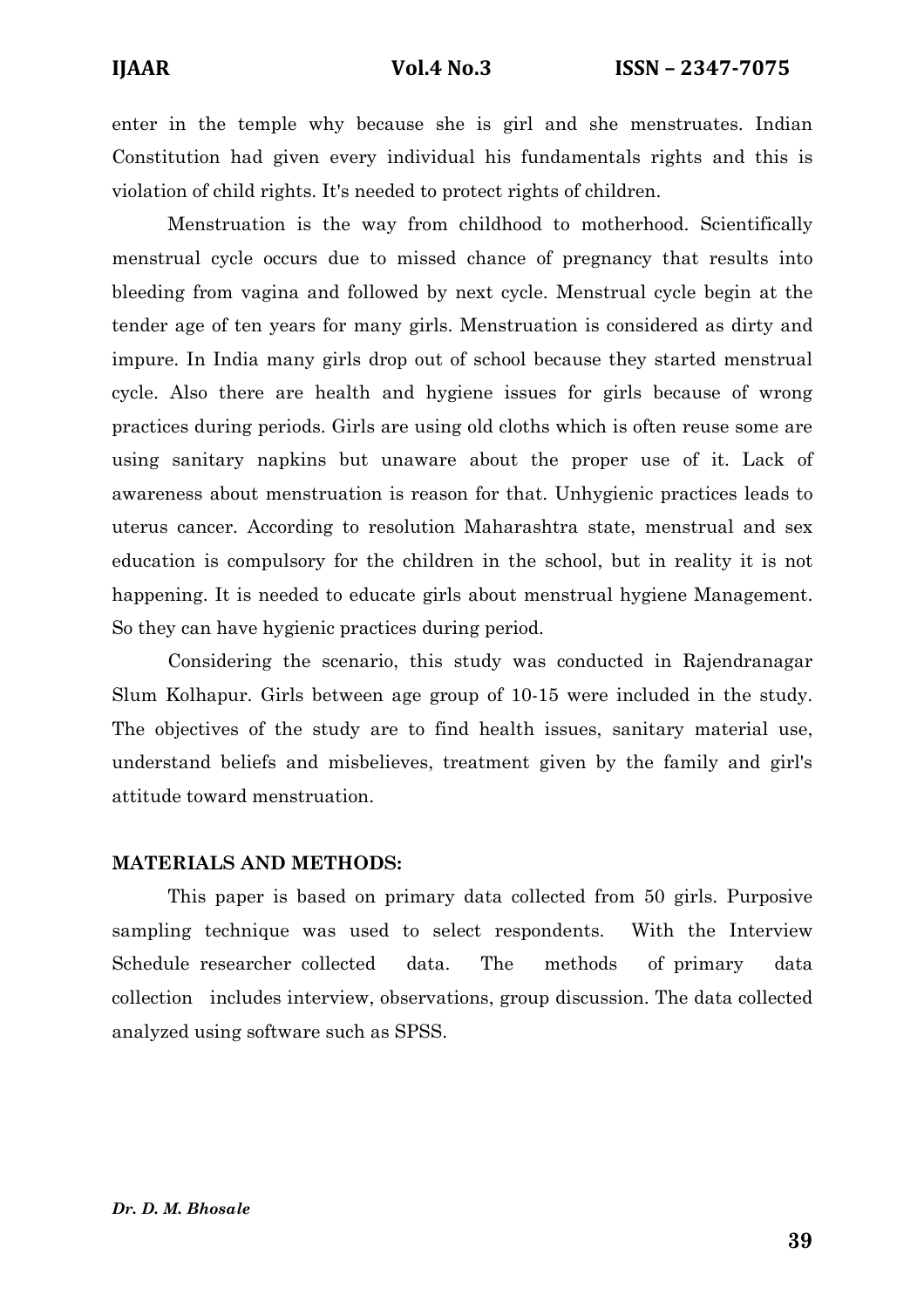enter in the temple why because she is girl and she menstruates. Indian Constitution had given every individual his fundamentals rights and this is violation of child rights. It's needed to protect rights of children.

Menstruation is the way from childhood to motherhood. Scientifically menstrual cycle occurs due to missed chance of pregnancy that results into bleeding from vagina and followed by next cycle. Menstrual cycle begin at the tender age of ten years for many girls. Menstruation is considered as dirty and impure. In India many girls drop out of school because they started menstrual cycle. Also there are health and hygiene issues for girls because of wrong practices during periods. Girls are using old cloths which is often reuse some are using sanitary napkins but unaware about the proper use of it. Lack of awareness about menstruation is reason for that. Unhygienic practices leads to uterus cancer. According to resolution Maharashtra state, menstrual and sex education is compulsory for the children in the school, but in reality it is not happening. It is needed to educate girls about menstrual hygiene Management. So they can have hygienic practices during period.

Considering the scenario, this study was conducted in Rajendranagar Slum Kolhapur. Girls between age group of 10-15 were included in the study. The objectives of the study are to find health issues, sanitary material use, understand beliefs and misbelieves, treatment given by the family and girl's attitude toward menstruation.

## MATERIALS AND METHODS:

This paper is based on primary data collected from 50 girls. Purposive sampling technique was used to select respondents. With the Interview Schedule researcher collected data. The methods of primary data collection includes interview, observations, group discussion. The data collected analyzed using software such as SPSS.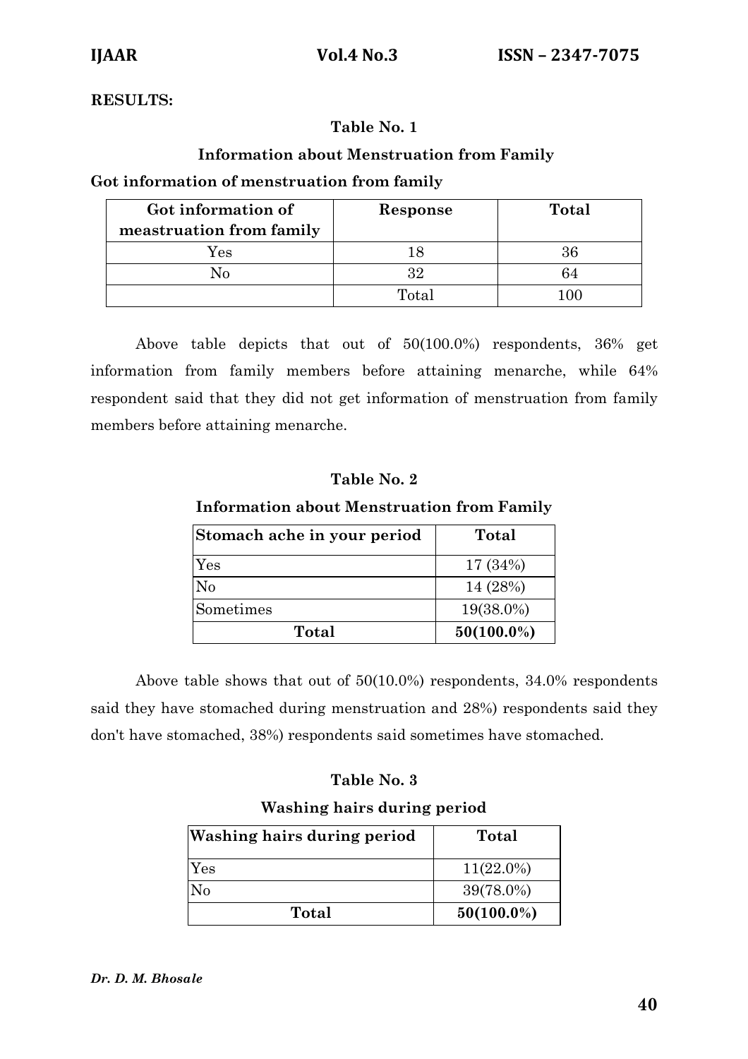**RESULTS:**

**Table No. 1**

**Information about Menstruation from Family**

**Got information of menstruation from family**

| Got information of meastruation from family | Response | Total |
|---|---|---|
| Yes | 18 | 36 |
| No | 32 | 64 |
| | Total | 100 |

Above table depicts that out of 50(100.0%) respondents, 36% get information from family members before attaining menarche, while 64% respondent said that they did not get information of menstruation from family members before attaining menarche.

**Table No. 2**

**Information about Menstruation from Family**

| Stomach ache in your period | Total |
|---|---|
| Yes | 17 (34%) |
| No | 14 (28%) |
| Sometimes | 19(38.0%) |
| **Total** | **50(100.0%)** |

Above table shows that out of 50(10.0%) respondents, 34.0% respondents said they have stomached during menstruation and 28%) respondents said they don't have stomached, 38%) respondents said sometimes have stomached.

**Table No. 3**

**Washing hairs during period**

| Washing hairs during period | Total |
|---|---|
| Yes | 11(22.0%) |
| No | 39(78.0%) |
| **Total** | **50(100.0%)** |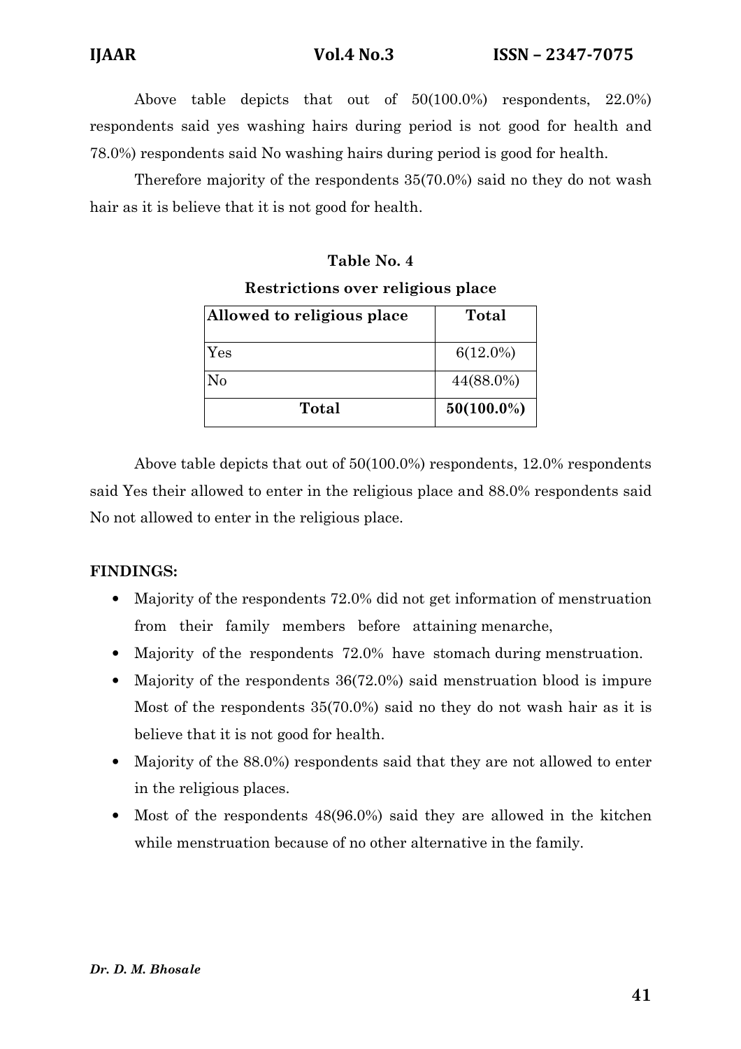Above table depicts that out of 50(100.0%) respondents, 22.0%) respondents said yes washing hairs during period is not good for health and 78.0%) respondents said No washing hairs during period is good for health.

Therefore majority of the respondents 35(70.0%) said no they do not wash hair as it is believe that it is not good for health.

**Table No. 4**

**Restrictions over religious place**

| Allowed to religious place | Total |
|---|---|
| Yes | 6(12.0%) |
| No | 44(88.0%) |
| **Total** | **50(100.0%)** |

Above table depicts that out of 50(100.0%) respondents, 12.0% respondents said Yes their allowed to enter in the religious place and 88.0% respondents said No not allowed to enter in the religious place.

**FINDINGS:**

- Majority of the respondents 72.0% did not get information of menstruation from their family members before attaining menarche,
- Majority of the respondents 72.0% have stomach during menstruation.
- Majority of the respondents 36(72.0%) said menstruation blood is impure Most of the respondents 35(70.0%) said no they do not wash hair as it is believe that it is not good for health.
- Majority of the 88.0%) respondents said that they are not allowed to enter in the religious places.
- Most of the respondents 48(96.0%) said they are allowed in the kitchen while menstruation because of no other alternative in the family.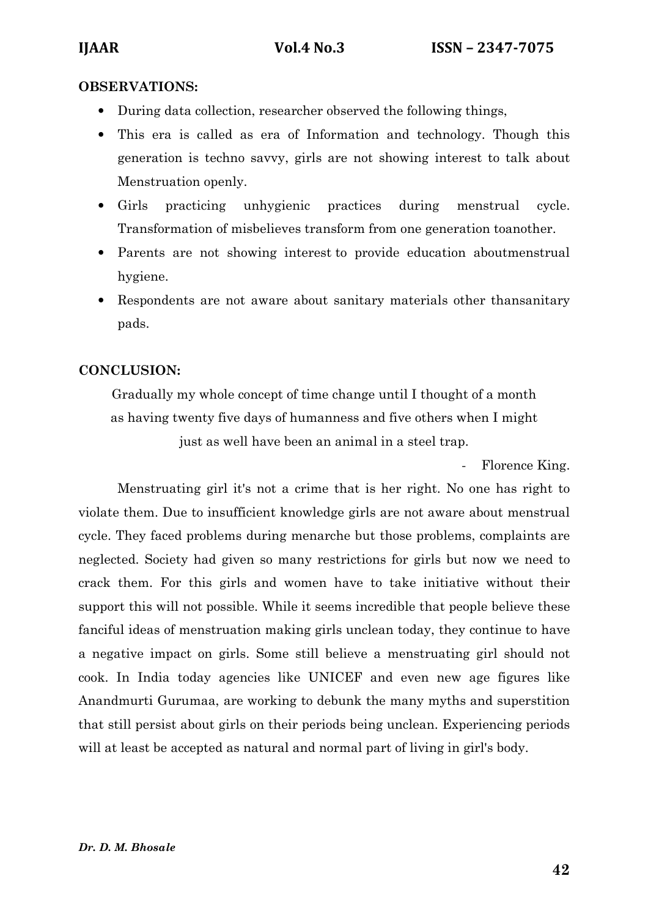**OBSERVATIONS:**

- During data collection, researcher observed the following things,
- This era is called as era of Information and technology. Though this generation is techno savvy, girls are not showing interest to talk about Menstruation openly.
- Girls practicing unhygienic practices during menstrual cycle. Transformation of misbelieves transform from one generation toanother.
- Parents are not showing interest to provide education aboutmenstrual hygiene.
- Respondents are not aware about sanitary materials other thansanitary pads.

**CONCLUSION:**

Gradually my whole concept of time change until I thought of a month as having twenty five days of humanness and five others when I might just as well have been an animal in a steel trap.

- Florence King.

Menstruating girl it's not a crime that is her right. No one has right to violate them. Due to insufficient knowledge girls are not aware about menstrual cycle. They faced problems during menarche but those problems, complaints are neglected. Society had given so many restrictions for girls but now we need to crack them. For this girls and women have to take initiative without their support this will not possible. While it seems incredible that people believe these fanciful ideas of menstruation making girls unclean today, they continue to have a negative impact on girls. Some still believe a menstruating girl should not cook. In India today agencies like UNICEF and even new age figures like Anandmurti Gurumaa, are working to debunk the many myths and superstition that still persist about girls on their periods being unclean. Experiencing periods will at least be accepted as natural and normal part of living in girl's body.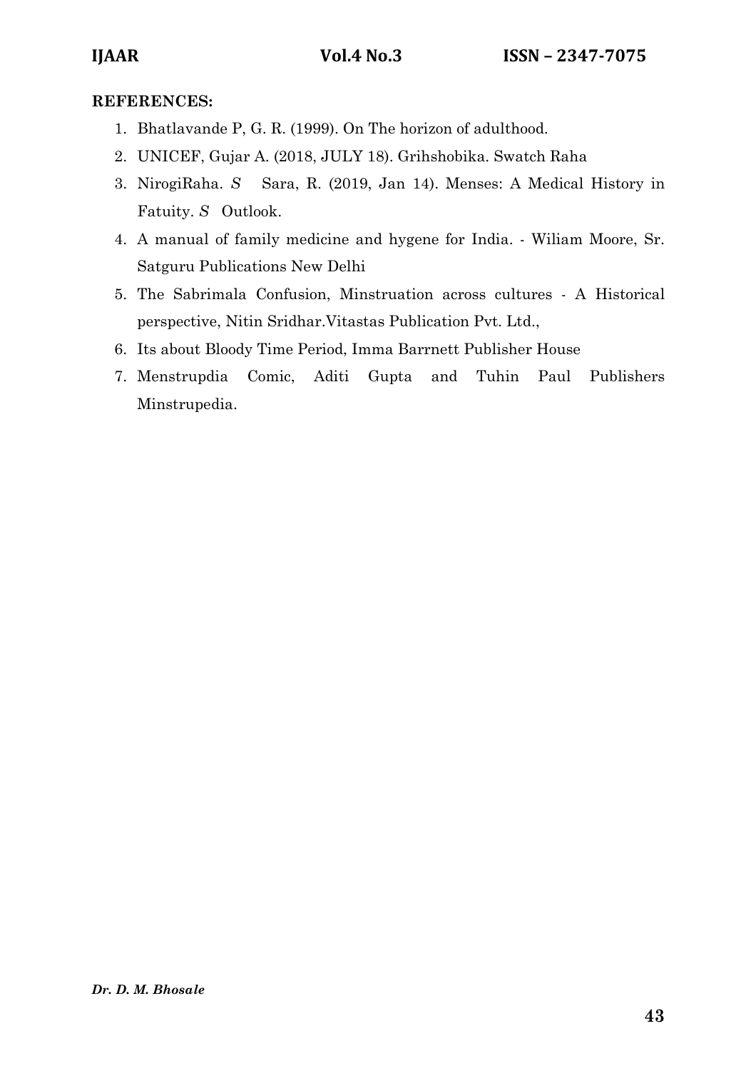**REFERENCES:**

1. Bhatlavande P, G. R. (1999). On The horizon of adulthood.
2. UNICEF, Gujar A. (2018, JULY 18). Grihshobika. Swatch Raha
3. NirogiRaha. *S* Sara, R. (2019, Jan 14). Menses: A Medical History in Fatuity. *S* Outlook.
4. A manual of family medicine and hygene for India. - Wiliam Moore, Sr. Satguru Publications New Delhi
5. The Sabrimala Confusion, Minstruation across cultures - A Historical perspective, Nitin Sridhar.Vitastas Publication Pvt. Ltd.,
6. Its about Bloody Time Period, Imma Barrnett Publisher House
7. Menstrupdia Comic, Aditi Gupta and Tuhin Paul Publishers Minstrupedia.